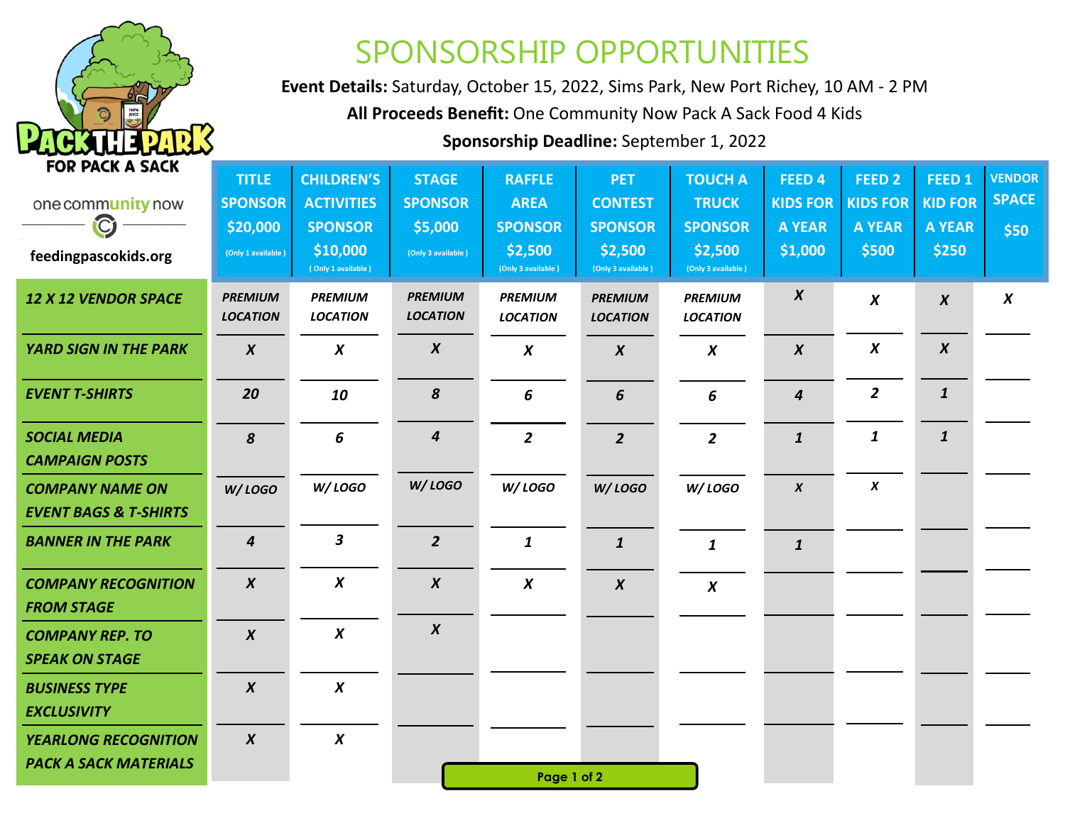PACK THE PARK FOR PACK A SACK

one community now

feedingpascokids.org

# SPONSORSHIP OPPORTUNITIES

**Event Details:** Saturday, October 15, 2022, Sims Park, New Port Richey, 10 AM - 2 PM

**All Proceeds Benefit:** One Community Now Pack A Sack Food 4 Kids

**Sponsorship Deadline:** September 1, 2022

| | TITLE SPONSOR $20,000 (Only 1 available) | CHILDREN'S ACTIVITIES SPONSOR $10,000 (Only 1 available) | STAGE SPONSOR $5,000 (Only 3 available) | RAFFLE AREA SPONSOR $2,500 (Only 3 available) | PET CONTEST SPONSOR $2,500 (Only 3 available) | TOUCH A TRUCK SPONSOR $2,500 (Only 3 available) | FEED 4 KIDS FOR A YEAR $1,000 | FEED 2 KIDS FOR A YEAR $500 | FEED 1 KID FOR A YEAR $250 | VENDOR SPACE $50 |
|---|---|---|---|---|---|---|---|---|---|---|
| *12 X 12 VENDOR SPACE* | *PREMIUM LOCATION* | *PREMIUM LOCATION* | *PREMIUM LOCATION* | *PREMIUM LOCATION* | *PREMIUM LOCATION* | *PREMIUM LOCATION* | *X* | *X* | *X* | *X* |
| *YARD SIGN IN THE PARK* | *X* | *X* | *X* | *X* | *X* | *X* | *X* | *X* | *X* | |
| *EVENT T-SHIRTS* | *20* | *10* | *8* | *6* | *6* | *6* | *4* | *2* | *1* | |
| *SOCIAL MEDIA CAMPAIGN POSTS* | *8* | *6* | *4* | *2* | *2* | *2* | *1* | *1* | *1* | |
| *COMPANY NAME ON EVENT BAGS & T-SHIRTS* | *W/ LOGO* | *W/ LOGO* | *W/ LOGO* | *W/ LOGO* | *W/ LOGO* | *W/ LOGO* | *X* | *X* | | |
| *BANNER IN THE PARK* | *4* | *3* | *2* | *1* | *1* | *1* | *1* | | | |
| *COMPANY RECOGNITION FROM STAGE* | *X* | *X* | *X* | *X* | *X* | *X* | | | | |
| *COMPANY REP. TO SPEAK ON STAGE* | *X* | *X* | *X* | | | | | | | |
| *BUSINESS TYPE EXCLUSIVITY* | *X* | *X* | | | | | | | | |
| *YEARLONG RECOGNITION PACK A SACK MATERIALS* | *X* | *X* | | | | | | | | |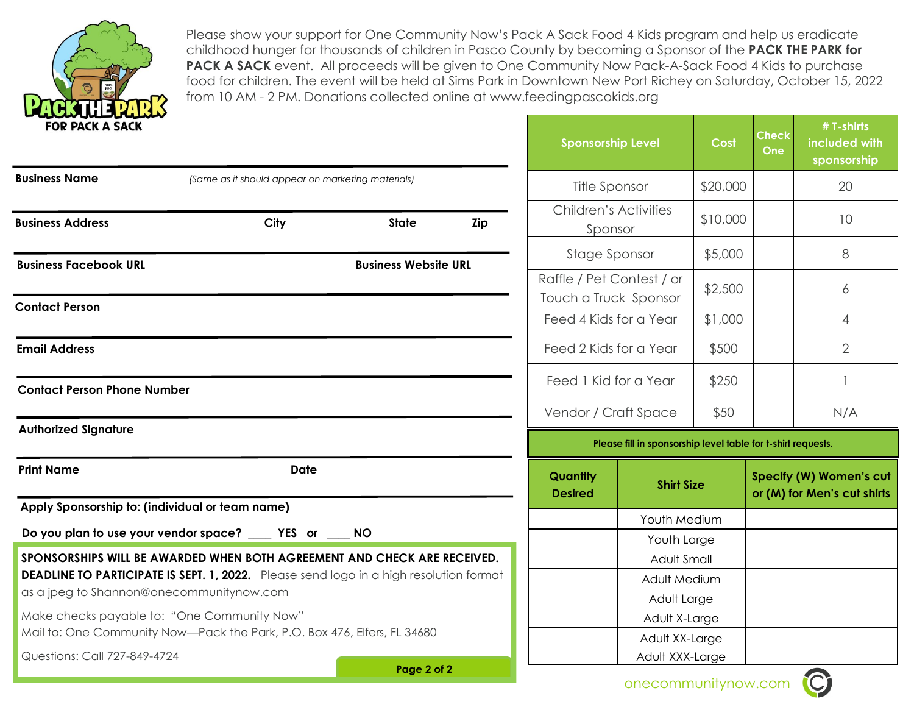# PACK THE PARK FOR PACK A SACK

Please show your support for One Community Now's Pack A Sack Food 4 Kids program and help us eradicate childhood hunger for thousands of children in Pasco County by becoming a Sponsor of the **PACK THE PARK for PACK A SACK** event. All proceeds will be given to One Community Now Pack-A-Sack Food 4 Kids to purchase food for children. The event will be held at Sims Park in Downtown New Port Richey on Saturday, October 15, 2022 from 10 AM - 2 PM. Donations collected online at www.feedingpascokids.org

**Business Name** *(Same as it should appear on marketing materials)*

**Business Address** **City** **State** **Zip**

**Business Facebook URL** **Business Website URL**

**Contact Person**

**Email Address**

**Contact Person Phone Number**

**Authorized Signature**

**Print Name** **Date**

**Apply Sponsorship to: (individual or team name)**

**Do you plan to use your vendor space? ____ YES or ____ NO**

**SPONSORSHIPS WILL BE AWARDED WHEN BOTH AGREEMENT AND CHECK ARE RECEIVED. DEADLINE TO PARTICIPATE IS SEPT. 1, 2022.** Please send logo in a high resolution format as a jpeg to Shannon@onecommunitynow.com

Make checks payable to: "One Community Now"
Mail to: One Community Now—Pack the Park, P.O. Box 476, Elfers, FL 34680

Questions: Call 727-849-4724

| Sponsorship Level | Cost | Check One | # T-shirts included with sponsorship |
|---|---|---|---|
| Title Sponsor | $20,000 | | 20 |
| Children's Activities Sponsor | $10,000 | | 10 |
| Stage Sponsor | $5,000 | | 8 |
| Raffle / Pet Contest / or Touch a Truck Sponsor | $2,500 | | 6 |
| Feed 4 Kids for a Year | $1,000 | | 4 |
| Feed 2 Kids for a Year | $500 | | 2 |
| Feed 1 Kid for a Year | $250 | | 1 |
| Vendor / Craft Space | $50 | | N/A |

**Please fill in sponsorship level table for t-shirt requests.**

| Quantity Desired | Shirt Size | Specify (W) Women's cut or (M) for Men's cut shirts |
|---|---|---|
| | Youth Medium | |
| | Youth Large | |
| | Adult Small | |
| | Adult Medium | |
| | Adult Large | |
| | Adult X-Large | |
| | Adult XX-Large | |
| | Adult XXX-Large | |

onecommunitynow.com